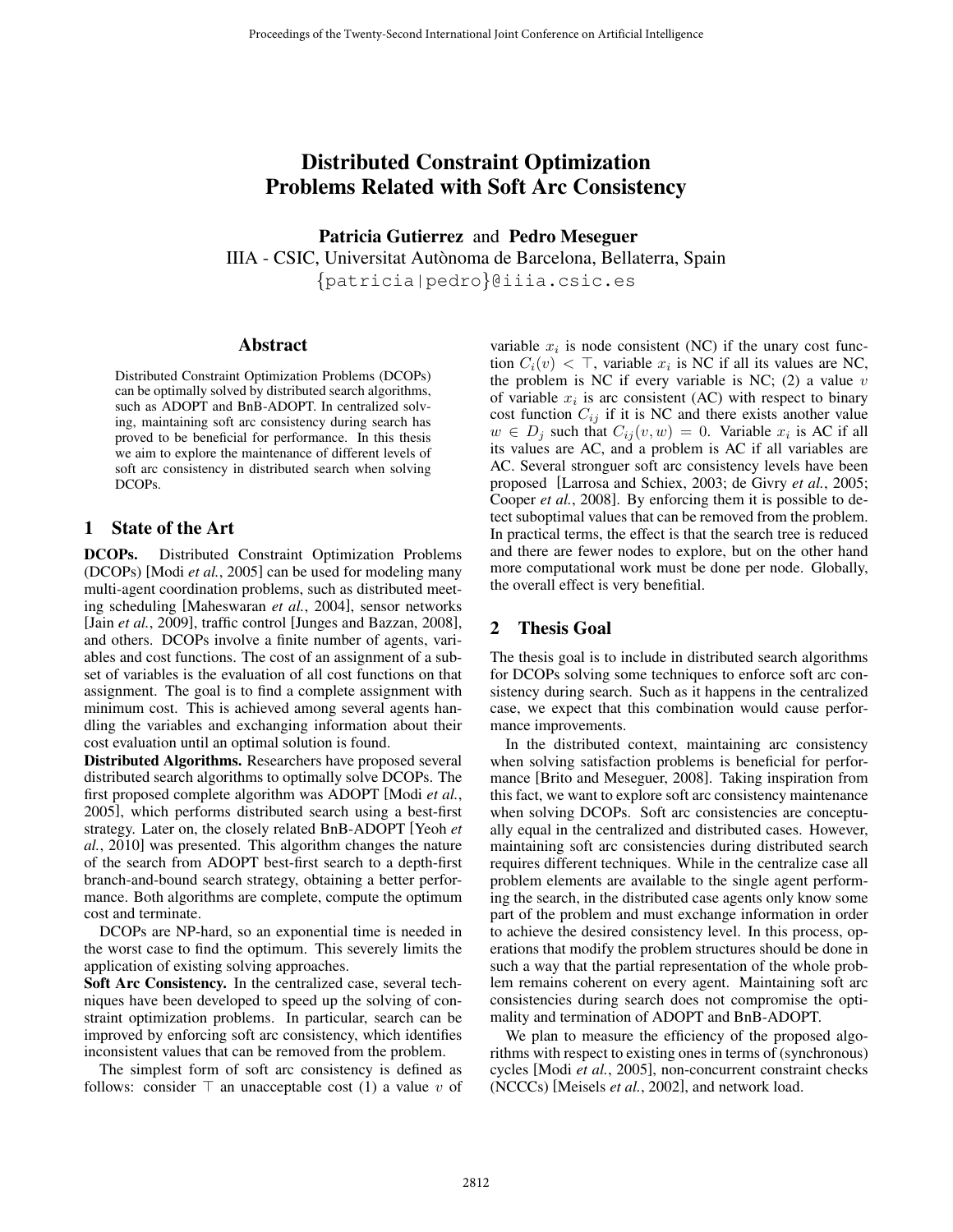# Distributed Constraint Optimization Problems Related with Soft Arc Consistency

**Patricia Gutierrez** and **Pedro Meseguer**
IIIA - CSIC, Universitat Autònoma de Barcelona, Bellaterra, Spain
{patricia|pedro}@iiia.csic.es

## Abstract

Distributed Constraint Optimization Problems (DCOPs) can be optimally solved by distributed search algorithms, such as ADOPT and BnB-ADOPT. In centralized solving, maintaining soft arc consistency during search has proved to be beneficial for performance. In this thesis we aim to explore the maintenance of different levels of soft arc consistency in distributed search when solving DCOPs.

## 1 State of the Art

**DCOPs.** Distributed Constraint Optimization Problems (DCOPs) [Modi *et al.*, 2005] can be used for modeling many multi-agent coordination problems, such as distributed meeting scheduling [Maheswaran *et al.*, 2004], sensor networks [Jain *et al.*, 2009], traffic control [Junges and Bazzan, 2008], and others. DCOPs involve a finite number of agents, variables and cost functions. The cost of an assignment of a subset of variables is the evaluation of all cost functions on that assignment. The goal is to find a complete assignment with minimum cost. This is achieved among several agents handling the variables and exchanging information about their cost evaluation until an optimal solution is found.

**Distributed Algorithms.** Researchers have proposed several distributed search algorithms to optimally solve DCOPs. The first proposed complete algorithm was ADOPT [Modi *et al.*, 2005], which performs distributed search using a best-first strategy. Later on, the closely related BnB-ADOPT [Yeoh *et al.*, 2010] was presented. This algorithm changes the nature of the search from ADOPT best-first search to a depth-first branch-and-bound search strategy, obtaining a better performance. Both algorithms are complete, compute the optimum cost and terminate.

DCOPs are NP-hard, so an exponential time is needed in the worst case to find the optimum. This severely limits the application of existing solving approaches.

**Soft Arc Consistency.** In the centralized case, several techniques have been developed to speed up the solving of constraint optimization problems. In particular, search can be improved by enforcing soft arc consistency, which identifies inconsistent values that can be removed from the problem.

The simplest form of soft arc consistency is defined as follows: consider $\top$ an unacceptable cost (1) a value $v$ of variable $x_i$ is node consistent (NC) if the unary cost function $C_i(v) < \top$, variable $x_i$ is NC if all its values are NC, the problem is NC if every variable is NC; (2) a value $v$ of variable $x_i$ is arc consistent (AC) with respect to binary cost function $C_{ij}$ if it is NC and there exists another value $w \in D_j$ such that $C_{ij}(v, w) = 0$. Variable $x_i$ is AC if all its values are AC, and a problem is AC if all variables are AC. Several stronguer soft arc consistency levels have been proposed [Larrosa and Schiex, 2003; de Givry *et al.*, 2005; Cooper *et al.*, 2008]. By enforcing them it is possible to detect suboptimal values that can be removed from the problem. In practical terms, the effect is that the search tree is reduced and there are fewer nodes to explore, but on the other hand more computational work must be done per node. Globally, the overall effect is very benefitial.

## 2 Thesis Goal

The thesis goal is to include in distributed search algorithms for DCOPs solving some techniques to enforce soft arc consistency during search. Such as it happens in the centralized case, we expect that this combination would cause performance improvements.

In the distributed context, maintaining arc consistency when solving satisfaction problems is beneficial for performance [Brito and Meseguer, 2008]. Taking inspiration from this fact, we want to explore soft arc consistency maintenance when solving DCOPs. Soft arc consistencies are conceptually equal in the centralized and distributed cases. However, maintaining soft arc consistencies during distributed search requires different techniques. While in the centralize case all problem elements are available to the single agent performing the search, in the distributed case agents only know some part of the problem and must exchange information in order to achieve the desired consistency level. In this process, operations that modify the problem structures should be done in such a way that the partial representation of the whole problem remains coherent on every agent. Maintaining soft arc consistencies during search does not compromise the optimality and termination of ADOPT and BnB-ADOPT.

We plan to measure the efficiency of the proposed algorithms with respect to existing ones in terms of (synchronous) cycles [Modi *et al.*, 2005], non-concurrent constraint checks (NCCCs) [Meisels *et al.*, 2002], and network load.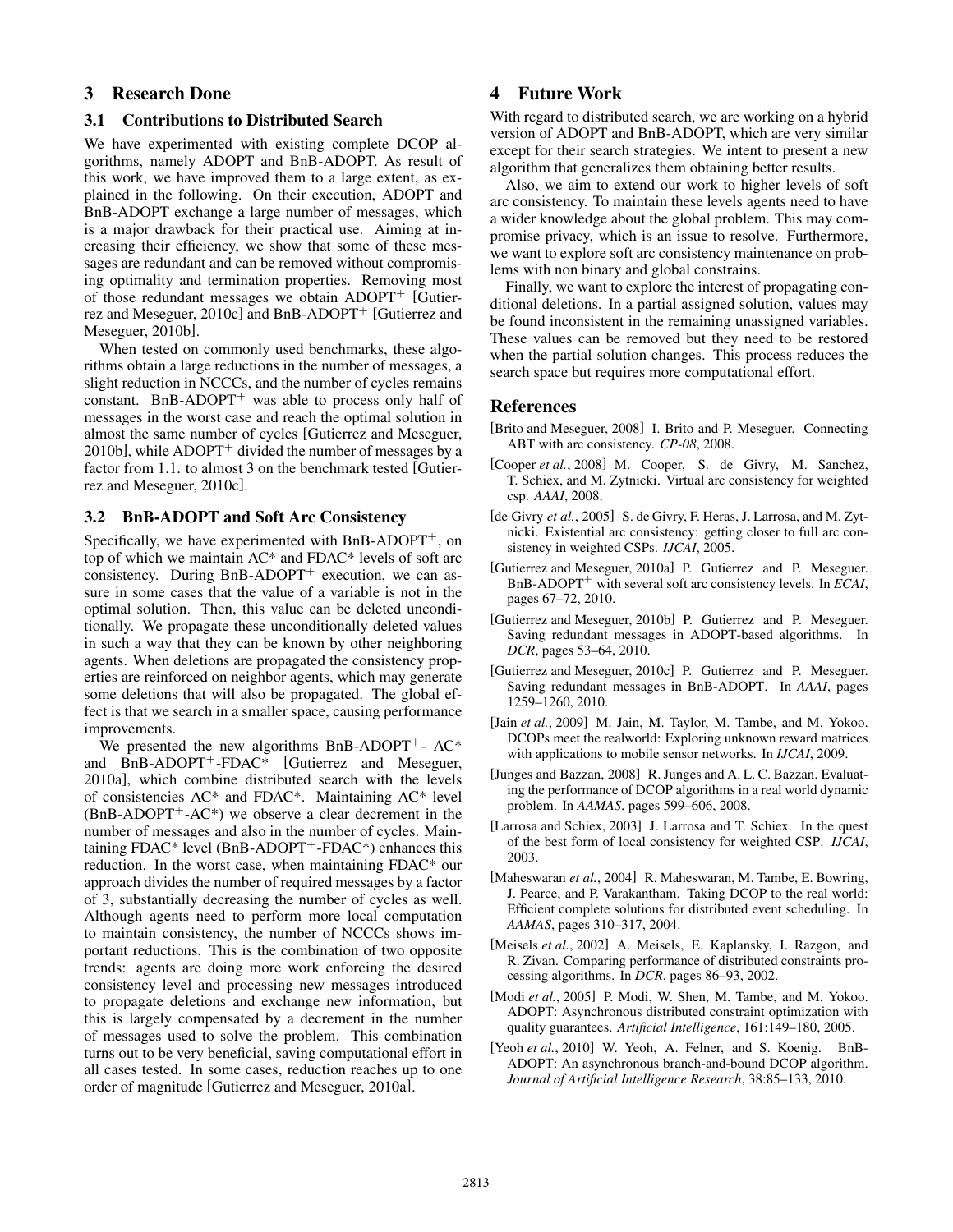## 3 Research Done

### 3.1 Contributions to Distributed Search

We have experimented with existing complete DCOP algorithms, namely ADOPT and BnB-ADOPT. As result of this work, we have improved them to a large extent, as explained in the following. On their execution, ADOPT and BnB-ADOPT exchange a large number of messages, which is a major drawback for their practical use. Aiming at increasing their efficiency, we show that some of these messages are redundant and can be removed without compromising optimality and termination properties. Removing most of those redundant messages we obtain ADOPT$^+$ [Gutierrez and Meseguer, 2010c] and BnB-ADOPT$^+$ [Gutierrez and Meseguer, 2010b].

When tested on commonly used benchmarks, these algorithms obtain a large reductions in the number of messages, a slight reduction in NCCCs, and the number of cycles remains constant. BnB-ADOPT$^+$ was able to process only half of messages in the worst case and reach the optimal solution in almost the same number of cycles [Gutierrez and Meseguer, 2010b], while ADOPT$^+$ divided the number of messages by a factor from 1.1. to almost 3 on the benchmark tested [Gutierrez and Meseguer, 2010c].

### 3.2 BnB-ADOPT and Soft Arc Consistency

Specifically, we have experimented with BnB-ADOPT$^+$, on top of which we maintain AC* and FDAC* levels of soft arc consistency. During BnB-ADOPT$^+$ execution, we can assure in some cases that the value of a variable is not in the optimal solution. Then, this value can be deleted unconditionally. We propagate these unconditionally deleted values in such a way that they can be known by other neighboring agents. When deletions are propagated the consistency properties are reinforced on neighbor agents, which may generate some deletions that will also be propagated. The global effect is that we search in a smaller space, causing performance improvements.

We presented the new algorithms BnB-ADOPT$^+$- AC* and BnB-ADOPT$^+$-FDAC* [Gutierrez and Meseguer, 2010a], which combine distributed search with the levels of consistencies AC* and FDAC*. Maintaining AC* level (BnB-ADOPT$^+$-AC*) we observe a clear decrement in the number of messages and also in the number of cycles. Maintaining FDAC* level (BnB-ADOPT$^+$-FDAC*) enhances this reduction. In the worst case, when maintaining FDAC* our approach divides the number of required messages by a factor of 3, substantially decreasing the number of cycles as well. Although agents need to perform more local computation to maintain consistency, the number of NCCCs shows important reductions. This is the combination of two opposite trends: agents are doing more work enforcing the desired consistency level and processing new messages introduced to propagate deletions and exchange new information, but this is largely compensated by a decrement in the number of messages used to solve the problem. This combination turns out to be very beneficial, saving computational effort in all cases tested. In some cases, reduction reaches up to one order of magnitude [Gutierrez and Meseguer, 2010a].

## 4 Future Work

With regard to distributed search, we are working on a hybrid version of ADOPT and BnB-ADOPT, which are very similar except for their search strategies. We intent to present a new algorithm that generalizes them obtaining better results.

Also, we aim to extend our work to higher levels of soft arc consistency. To maintain these levels agents need to have a wider knowledge about the global problem. This may compromise privacy, which is an issue to resolve. Furthermore, we want to explore soft arc consistency maintenance on problems with non binary and global constrains.

Finally, we want to explore the interest of propagating conditional deletions. In a partial assigned solution, values may be found inconsistent in the remaining unassigned variables. These values can be removed but they need to be restored when the partial solution changes. This process reduces the search space but requires more computational effort.

## References

[Brito and Meseguer, 2008] I. Brito and P. Meseguer. Connecting ABT with arc consistency. *CP-08*, 2008.

[Cooper *et al.*, 2008] M. Cooper, S. de Givry, M. Sanchez, T. Schiex, and M. Zytnicki. Virtual arc consistency for weighted csp. *AAAI*, 2008.

[de Givry *et al.*, 2005] S. de Givry, F. Heras, J. Larrosa, and M. Zytnicki. Existential arc consistency: getting closer to full arc consistency in weighted CSPs. *IJCAI*, 2005.

[Gutierrez and Meseguer, 2010a] P. Gutierrez and P. Meseguer. BnB-ADOPT$^+$ with several soft arc consistency levels. In *ECAI*, pages 67–72, 2010.

[Gutierrez and Meseguer, 2010b] P. Gutierrez and P. Meseguer. Saving redundant messages in ADOPT-based algorithms. In *DCR*, pages 53–64, 2010.

[Gutierrez and Meseguer, 2010c] P. Gutierrez and P. Meseguer. Saving redundant messages in BnB-ADOPT. In *AAAI*, pages 1259–1260, 2010.

[Jain *et al.*, 2009] M. Jain, M. Taylor, M. Tambe, and M. Yokoo. DCOPs meet the realworld: Exploring unknown reward matrices with applications to mobile sensor networks. In *IJCAI*, 2009.

[Junges and Bazzan, 2008] R. Junges and A. L. C. Bazzan. Evaluating the performance of DCOP algorithms in a real world dynamic problem. In *AAMAS*, pages 599–606, 2008.

[Larrosa and Schiex, 2003] J. Larrosa and T. Schiex. In the quest of the best form of local consistency for weighted CSP. *IJCAI*, 2003.

[Maheswaran *et al.*, 2004] R. Maheswaran, M. Tambe, E. Bowring, J. Pearce, and P. Varakantham. Taking DCOP to the real world: Efficient complete solutions for distributed event scheduling. In *AAMAS*, pages 310–317, 2004.

[Meisels *et al.*, 2002] A. Meisels, E. Kaplansky, I. Razgon, and R. Zivan. Comparing performance of distributed constraints processing algorithms. In *DCR*, pages 86–93, 2002.

[Modi *et al.*, 2005] P. Modi, W. Shen, M. Tambe, and M. Yokoo. ADOPT: Asynchronous distributed constraint optimization with quality guarantees. *Artificial Intelligence*, 161:149–180, 2005.

[Yeoh *et al.*, 2010] W. Yeoh, A. Felner, and S. Koenig. BnB-ADOPT: An asynchronous branch-and-bound DCOP algorithm. *Journal of Artificial Intelligence Research*, 38:85–133, 2010.